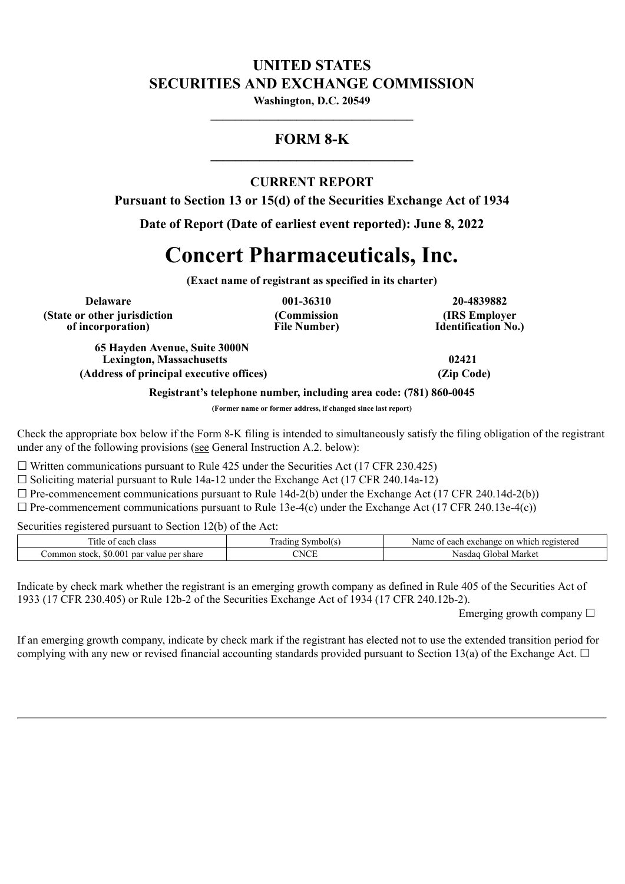# UNITED STATES
# SECURITIES AND EXCHANGE COMMISSION

**Washington, D.C. 20549**

---

## FORM 8-K

---

### CURRENT REPORT

**Pursuant to Section 13 or 15(d) of the Securities Exchange Act of 1934**

**Date of Report (Date of earliest event reported): June 8, 2022**

# Concert Pharmaceuticals, Inc.

**(Exact name of registrant as specified in its charter)**

| Delaware | 001-36310 | 20-4839882 |
|---|---|---|
| (State or other jurisdiction of incorporation) | (Commission File Number) | (IRS Employer Identification No.) |

| 65 Hayden Avenue, Suite 3000N Lexington, Massachusetts | 02421 |
|---|---|
| (Address of principal executive offices) | (Zip Code) |

**Registrant's telephone number, including area code: (781) 860-0045**

**(Former name or former address, if changed since last report)**

Check the appropriate box below if the Form 8-K filing is intended to simultaneously satisfy the filing obligation of the registrant under any of the following provisions (see General Instruction A.2. below):

☐ Written communications pursuant to Rule 425 under the Securities Act (17 CFR 230.425)

☐ Soliciting material pursuant to Rule 14a-12 under the Exchange Act (17 CFR 240.14a-12)

☐ Pre-commencement communications pursuant to Rule 14d-2(b) under the Exchange Act (17 CFR 240.14d-2(b))

☐ Pre-commencement communications pursuant to Rule 13e-4(c) under the Exchange Act (17 CFR 240.13e-4(c))

Securities registered pursuant to Section 12(b) of the Act:

| Title of each class | Trading Symbol(s) | Name of each exchange on which registered |
|---|---|---|
| Common stock, $0.001 par value per share | CNCE | Nasdaq Global Market |

Indicate by check mark whether the registrant is an emerging growth company as defined in Rule 405 of the Securities Act of 1933 (17 CFR 230.405) or Rule 12b-2 of the Securities Exchange Act of 1934 (17 CFR 240.12b-2).

Emerging growth company ☐

If an emerging growth company, indicate by check mark if the registrant has elected not to use the extended transition period for complying with any new or revised financial accounting standards provided pursuant to Section 13(a) of the Exchange Act. ☐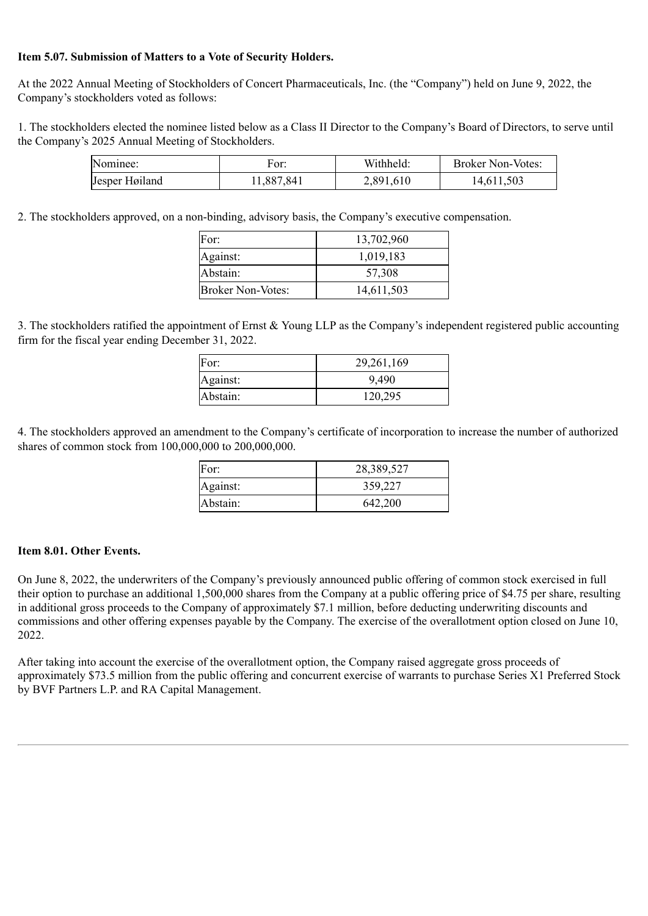**Item 5.07. Submission of Matters to a Vote of Security Holders.**

At the 2022 Annual Meeting of Stockholders of Concert Pharmaceuticals, Inc. (the "Company") held on June 9, 2022, the Company's stockholders voted as follows:

1. The stockholders elected the nominee listed below as a Class II Director to the Company's Board of Directors, to serve until the Company's 2025 Annual Meeting of Stockholders.

| Nominee: | For: | Withheld: | Broker Non-Votes: |
|---|---|---|---|
| Jesper Høiland | 11,887,841 | 2,891,610 | 14,611,503 |

2. The stockholders approved, on a non-binding, advisory basis, the Company's executive compensation.

| | |
|---|---|
| For: | 13,702,960 |
| Against: | 1,019,183 |
| Abstain: | 57,308 |
| Broker Non-Votes: | 14,611,503 |

3. The stockholders ratified the appointment of Ernst & Young LLP as the Company's independent registered public accounting firm for the fiscal year ending December 31, 2022.

| | |
|---|---|
| For: | 29,261,169 |
| Against: | 9,490 |
| Abstain: | 120,295 |

4. The stockholders approved an amendment to the Company's certificate of incorporation to increase the number of authorized shares of common stock from 100,000,000 to 200,000,000.

| | |
|---|---|
| For: | 28,389,527 |
| Against: | 359,227 |
| Abstain: | 642,200 |

**Item 8.01. Other Events.**

On June 8, 2022, the underwriters of the Company's previously announced public offering of common stock exercised in full their option to purchase an additional 1,500,000 shares from the Company at a public offering price of $4.75 per share, resulting in additional gross proceeds to the Company of approximately $7.1 million, before deducting underwriting discounts and commissions and other offering expenses payable by the Company. The exercise of the overallotment option closed on June 10, 2022.

After taking into account the exercise of the overallotment option, the Company raised aggregate gross proceeds of approximately $73.5 million from the public offering and concurrent exercise of warrants to purchase Series X1 Preferred Stock by BVF Partners L.P. and RA Capital Management.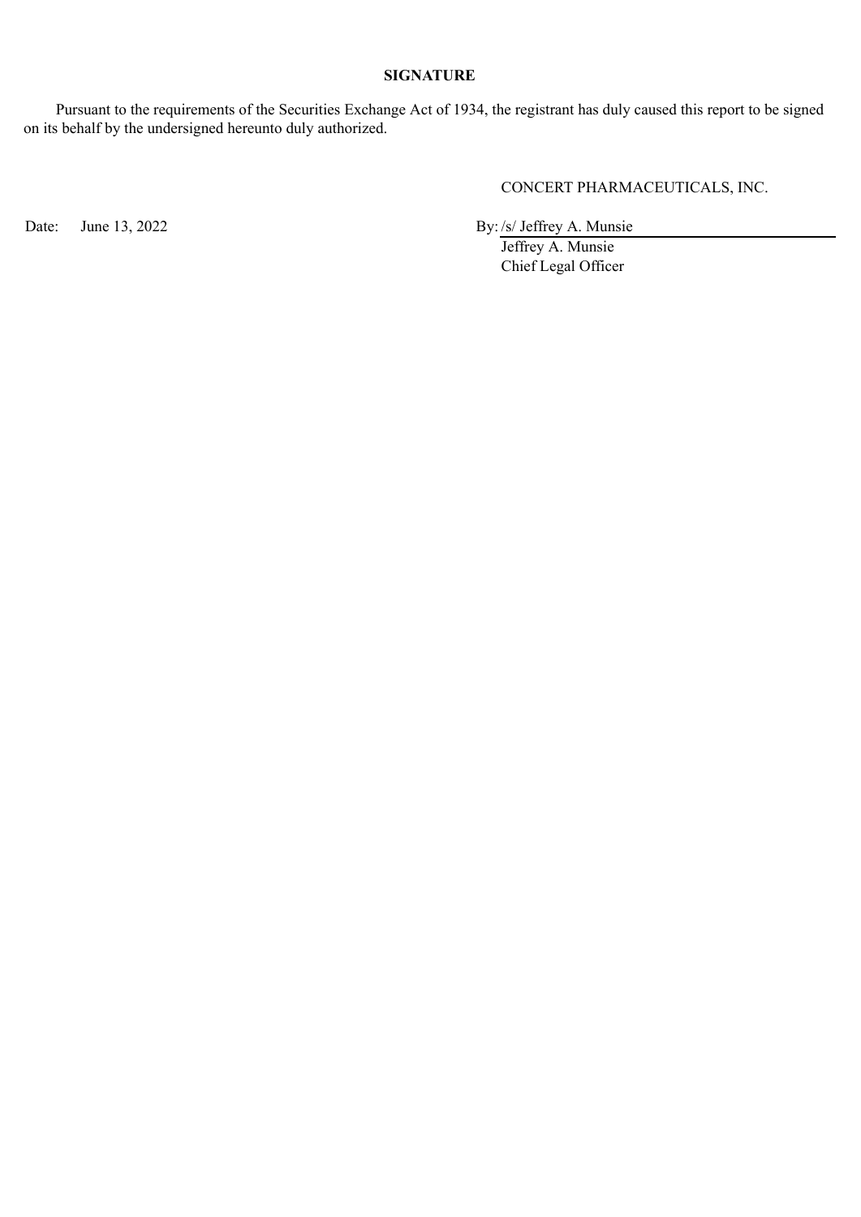**SIGNATURE**

Pursuant to the requirements of the Securities Exchange Act of 1934, the registrant has duly caused this report to be signed on its behalf by the undersigned hereunto duly authorized.

CONCERT PHARMACEUTICALS, INC.

Date: June 13, 2022

By: /s/ Jeffrey A. Munsie
Jeffrey A. Munsie
Chief Legal Officer